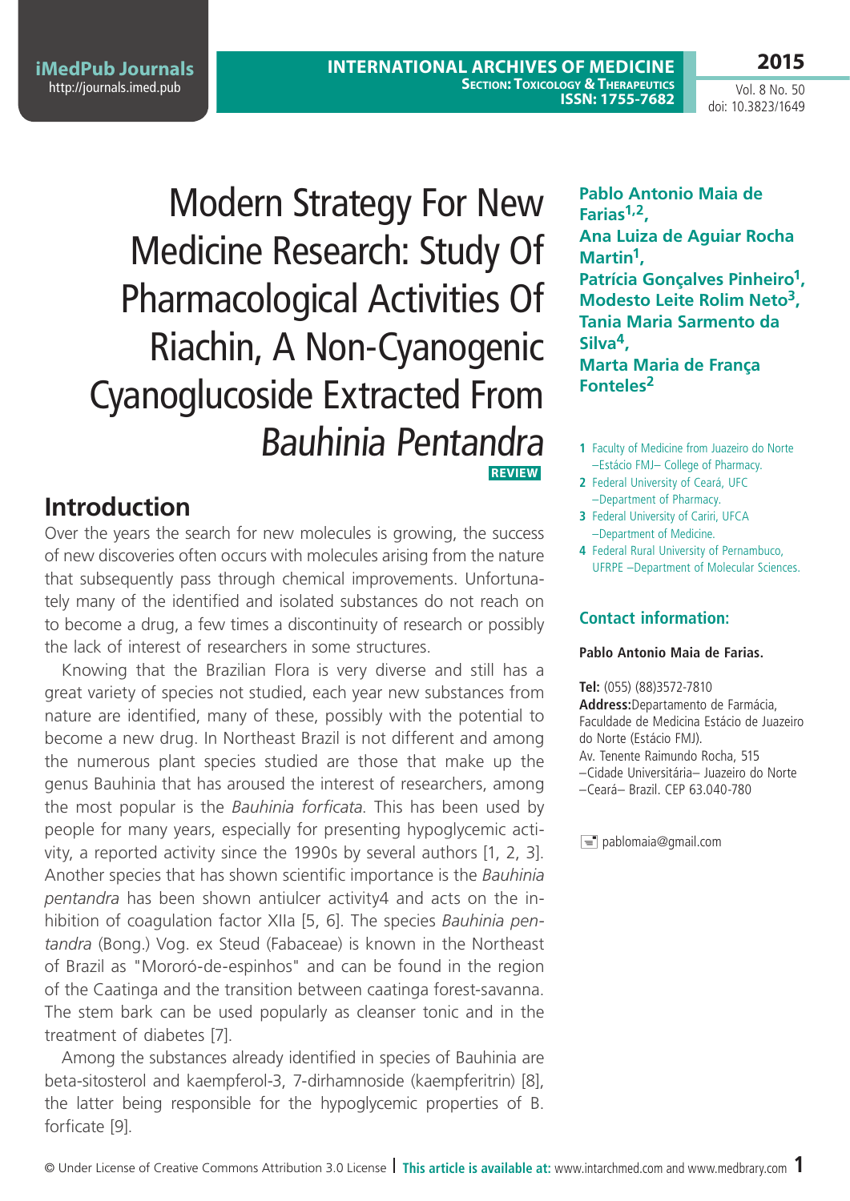# Modern Strategy For New Medicine Research: Study Of Pharmacological Activities Of Riachin, A Non-Cyanogenic Cyanoglucoside Extracted From *Bauhinia Pentandra*

**REVIEW**

**Pablo Antonio Maia de Farias[1,2], Ana Luiza de Aguiar Rocha Martin[1], Patrícia Gonçalves Pinheiro[1], Modesto Leite Rolim Neto[3], Tania Maria Sarmento da Silva[4], Marta Maria de França Fonteles[2]**

1 Faculty of Medicine from Juazeiro do Norte –Estácio FMJ– College of Pharmacy.
2 Federal University of Ceará, UFC –Department of Pharmacy.
3 Federal University of Cariri, UFCA –Department of Medicine.
4 Federal Rural University of Pernambuco, UFRPE –Department of Molecular Sciences.

**Contact information:**

**Pablo Antonio Maia de Farias.**

**Tel:** (055) (88)3572-7810
**Address:** Departamento de Farmácia, Faculdade de Medicina Estácio de Juazeiro do Norte (Estácio FMJ).
Av. Tenente Raimundo Rocha, 515 –Cidade Universitária– Juazeiro do Norte –Ceará– Brazil. CEP 63.040-780

pablomaia@gmail.com

## Introduction

Over the years the search for new molecules is growing, the success of new discoveries often occurs with molecules arising from the nature that subsequently pass through chemical improvements. Unfortunately many of the identified and isolated substances do not reach on to become a drug, a few times a discontinuity of research or possibly the lack of interest of researchers in some structures.

Knowing that the Brazilian Flora is very diverse and still has a great variety of species not studied, each year new substances from nature are identified, many of these, possibly with the potential to become a new drug. In Northeast Brazil is not different and among the numerous plant species studied are those that make up the genus Bauhinia that has aroused the interest of researchers, among the most popular is the *Bauhinia forficata*. This has been used by people for many years, especially for presenting hypoglycemic activity, a reported activity since the 1990s by several authors [1, 2, 3]. Another species that has shown scientific importance is the *Bauhinia pentandra* has been shown antiulcer activity4 and acts on the inhibition of coagulation factor XIIa [5, 6]. The species *Bauhinia pentandra* (Bong.) Vog. ex Steud (Fabaceae) is known in the Northeast of Brazil as "Mororó-de-espinhos" and can be found in the region of the Caatinga and the transition between caatinga forest-savanna. The stem bark can be used popularly as cleanser tonic and in the treatment of diabetes [7].

Among the substances already identified in species of Bauhinia are beta-sitosterol and kaempferol-3, 7-dirhamnoside (kaempferitrin) [8], the latter being responsible for the hypoglycemic properties of B. forficate [9].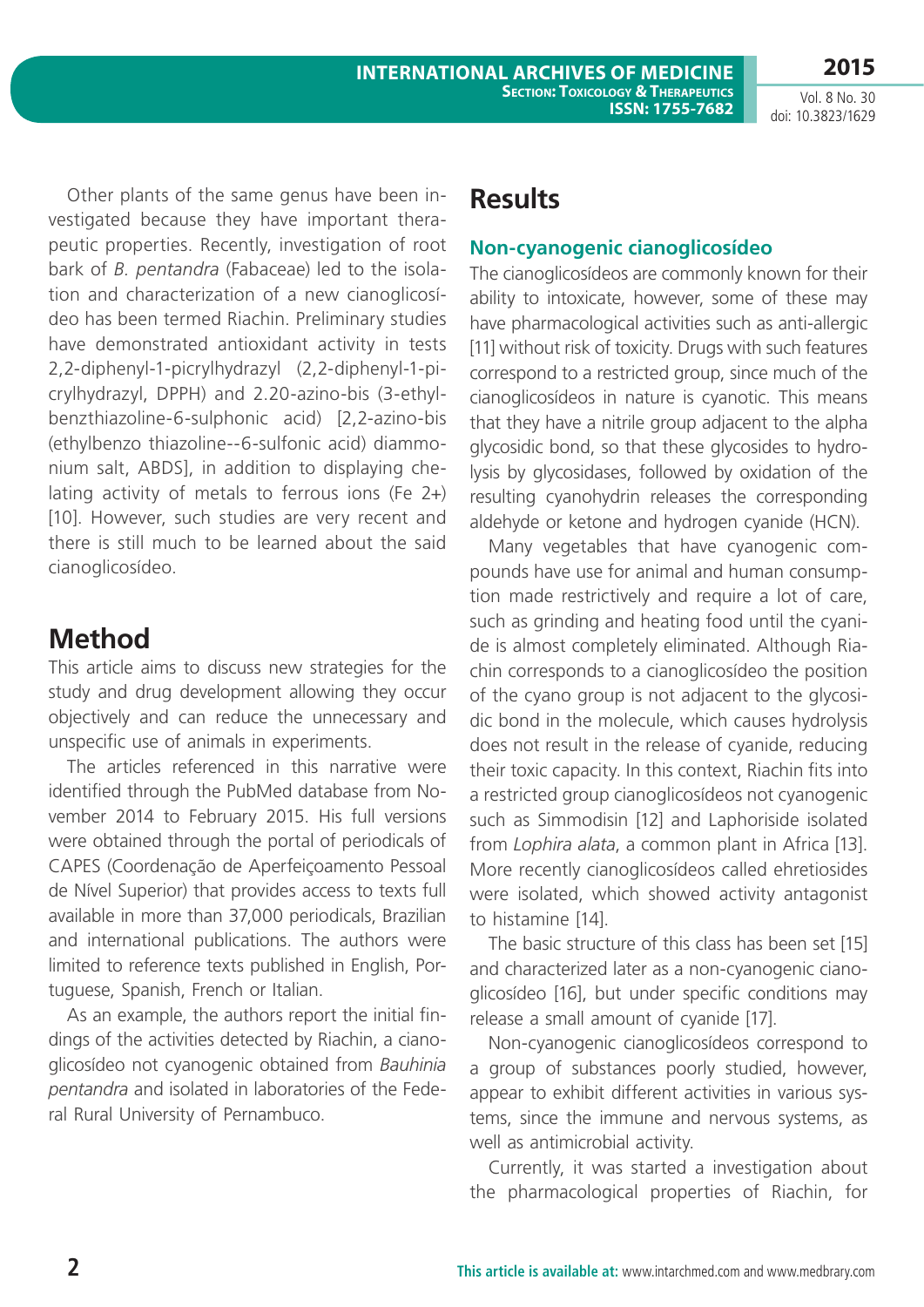Other plants of the same genus have been investigated because they have important therapeutic properties. Recently, investigation of root bark of *B. pentandra* (Fabaceae) led to the isolation and characterization of a new cianoglicosídeo has been termed Riachin. Preliminary studies have demonstrated antioxidant activity in tests 2,2-diphenyl-1-picrylhydrazyl (2,2-diphenyl-1-picrylhydrazyl, DPPH) and 2.20-azino-bis (3-ethylbenzthiazoline-6-sulphonic acid) [2,2-azino-bis (ethylbenzo thiazoline--6-sulfonic acid) diammonium salt, ABDS], in addition to displaying chelating activity of metals to ferrous ions ($Fe^{2+}$) [10]. However, such studies are very recent and there is still much to be learned about the said cianoglicosídeo.

## Method

This article aims to discuss new strategies for the study and drug development allowing they occur objectively and can reduce the unnecessary and unspecific use of animals in experiments.

The articles referenced in this narrative were identified through the PubMed database from November 2014 to February 2015. His full versions were obtained through the portal of periodicals of CAPES (Coordenação de Aperfeiçoamento Pessoal de Nível Superior) that provides access to texts full available in more than 37,000 periodicals, Brazilian and international publications. The authors were limited to reference texts published in English, Portuguese, Spanish, French or Italian.

As an example, the authors report the initial findings of the activities detected by Riachin, a cianoglicosídeo not cyanogenic obtained from *Bauhinia pentandra* and isolated in laboratories of the Federal Rural University of Pernambuco.

## Results

### Non-cyanogenic cianoglicosídeo

The cianoglicosídeos are commonly known for their ability to intoxicate, however, some of these may have pharmacological activities such as anti-allergic [11] without risk of toxicity. Drugs with such features correspond to a restricted group, since much of the cianoglicosídeos in nature is cyanotic. This means that they have a nitrile group adjacent to the alpha glycosidic bond, so that these glycosides to hydrolysis by glycosidases, followed by oxidation of the resulting cyanohydrin releases the corresponding aldehyde or ketone and hydrogen cyanide (HCN).

Many vegetables that have cyanogenic compounds have use for animal and human consumption made restrictively and require a lot of care, such as grinding and heating food until the cyanide is almost completely eliminated. Although Riachin corresponds to a cianoglicosídeo the position of the cyano group is not adjacent to the glycosidic bond in the molecule, which causes hydrolysis does not result in the release of cyanide, reducing their toxic capacity. In this context, Riachin fits into a restricted group cianoglicosídeos not cyanogenic such as Simmodisin [12] and Laphoriside isolated from *Lophira alata*, a common plant in Africa [13]. More recently cianoglicosídeos called ehretiosides were isolated, which showed activity antagonist to histamine [14].

The basic structure of this class has been set [15] and characterized later as a non-cyanogenic cianoglicosídeo [16], but under specific conditions may release a small amount of cyanide [17].

Non-cyanogenic cianoglicosídeos correspond to a group of substances poorly studied, however, appear to exhibit different activities in various systems, since the immune and nervous systems, as well as antimicrobial activity.

Currently, it was started a investigation about the pharmacological properties of Riachin, for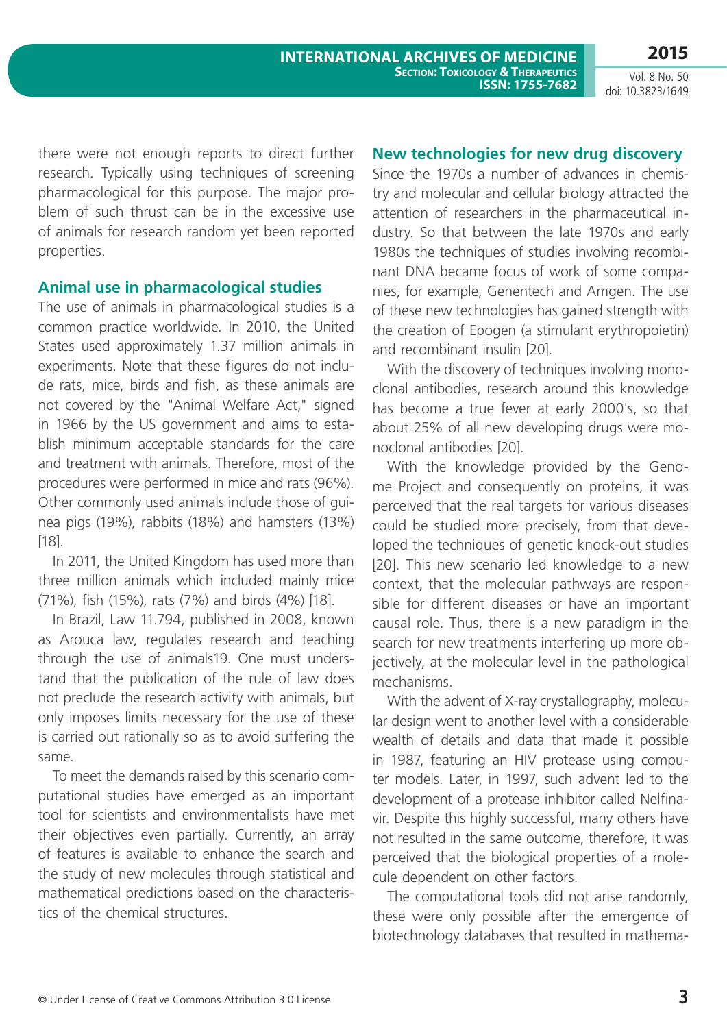there were not enough reports to direct further research. Typically using techniques of screening pharmacological for this purpose. The major problem of such thrust can be in the excessive use of animals for research random yet been reported properties.

## Animal use in pharmacological studies

The use of animals in pharmacological studies is a common practice worldwide. In 2010, the United States used approximately 1.37 million animals in experiments. Note that these figures do not include rats, mice, birds and fish, as these animals are not covered by the "Animal Welfare Act," signed in 1966 by the US government and aims to establish minimum acceptable standards for the care and treatment with animals. Therefore, most of the procedures were performed in mice and rats (96%). Other commonly used animals include those of guinea pigs (19%), rabbits (18%) and hamsters (13%) [18].

In 2011, the United Kingdom has used more than three million animals which included mainly mice (71%), fish (15%), rats (7%) and birds (4%) [18].

In Brazil, Law 11.794, published in 2008, known as Arouca law, regulates research and teaching through the use of animals19. One must understand that the publication of the rule of law does not preclude the research activity with animals, but only imposes limits necessary for the use of these is carried out rationally so as to avoid suffering the same.

To meet the demands raised by this scenario computational studies have emerged as an important tool for scientists and environmentalists have met their objectives even partially. Currently, an array of features is available to enhance the search and the study of new molecules through statistical and mathematical predictions based on the characteristics of the chemical structures.

## New technologies for new drug discovery

Since the 1970s a number of advances in chemistry and molecular and cellular biology attracted the attention of researchers in the pharmaceutical industry. So that between the late 1970s and early 1980s the techniques of studies involving recombinant DNA became focus of work of some companies, for example, Genentech and Amgen. The use of these new technologies has gained strength with the creation of Epogen (a stimulant erythropoietin) and recombinant insulin [20].

With the discovery of techniques involving monoclonal antibodies, research around this knowledge has become a true fever at early 2000's, so that about 25% of all new developing drugs were monoclonal antibodies [20].

With the knowledge provided by the Genome Project and consequently on proteins, it was perceived that the real targets for various diseases could be studied more precisely, from that developed the techniques of genetic knock-out studies [20]. This new scenario led knowledge to a new context, that the molecular pathways are responsible for different diseases or have an important causal role. Thus, there is a new paradigm in the search for new treatments interfering up more objectively, at the molecular level in the pathological mechanisms.

With the advent of X-ray crystallography, molecular design went to another level with a considerable wealth of details and data that made it possible in 1987, featuring an HIV protease using computer models. Later, in 1997, such advent led to the development of a protease inhibitor called Nelfinavir. Despite this highly successful, many others have not resulted in the same outcome, therefore, it was perceived that the biological properties of a molecule dependent on other factors.

The computational tools did not arise randomly, these were only possible after the emergence of biotechnology databases that resulted in mathema-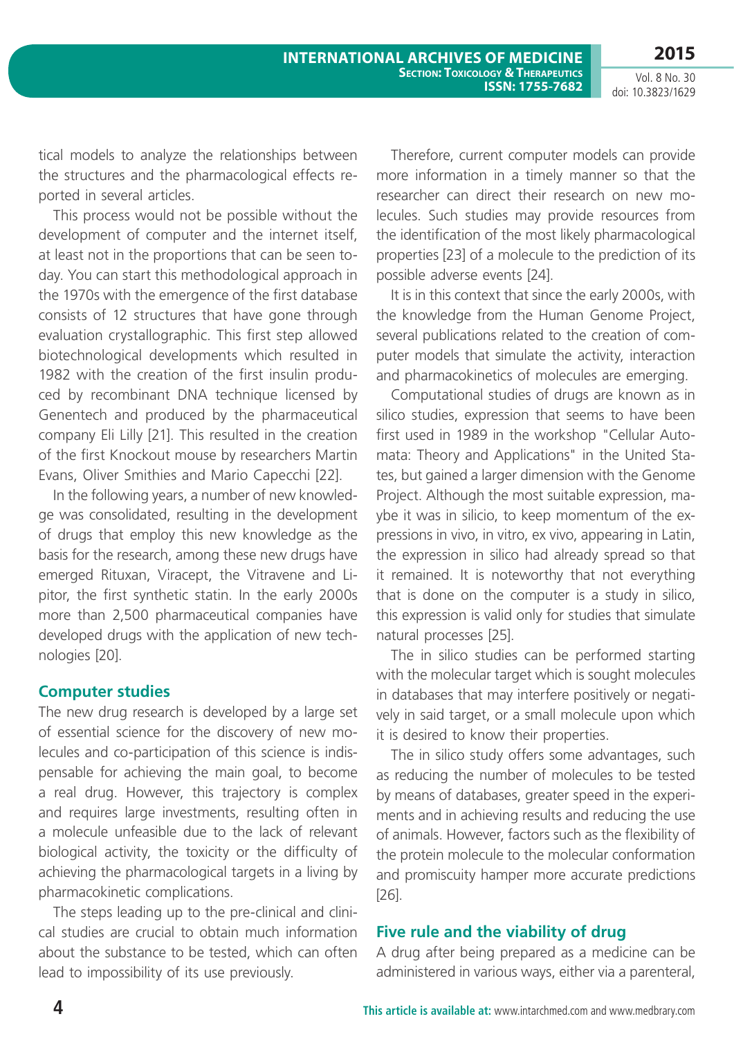tical models to analyze the relationships between the structures and the pharmacological effects reported in several articles.

This process would not be possible without the development of computer and the internet itself, at least not in the proportions that can be seen today. You can start this methodological approach in the 1970s with the emergence of the first database consists of 12 structures that have gone through evaluation crystallographic. This first step allowed biotechnological developments which resulted in 1982 with the creation of the first insulin produced by recombinant DNA technique licensed by Genentech and produced by the pharmaceutical company Eli Lilly [21]. This resulted in the creation of the first Knockout mouse by researchers Martin Evans, Oliver Smithies and Mario Capecchi [22].

In the following years, a number of new knowledge was consolidated, resulting in the development of drugs that employ this new knowledge as the basis for the research, among these new drugs have emerged Rituxan, Viracept, the Vitravene and Lipitor, the first synthetic statin. In the early 2000s more than 2,500 pharmaceutical companies have developed drugs with the application of new technologies [20].

## Computer studies

The new drug research is developed by a large set of essential science for the discovery of new molecules and co-participation of this science is indispensable for achieving the main goal, to become a real drug. However, this trajectory is complex and requires large investments, resulting often in a molecule unfeasible due to the lack of relevant biological activity, the toxicity or the difficulty of achieving the pharmacological targets in a living by pharmacokinetic complications.

The steps leading up to the pre-clinical and clinical studies are crucial to obtain much information about the substance to be tested, which can often lead to impossibility of its use previously.

Therefore, current computer models can provide more information in a timely manner so that the researcher can direct their research on new molecules. Such studies may provide resources from the identification of the most likely pharmacological properties [23] of a molecule to the prediction of its possible adverse events [24].

It is in this context that since the early 2000s, with the knowledge from the Human Genome Project, several publications related to the creation of computer models that simulate the activity, interaction and pharmacokinetics of molecules are emerging.

Computational studies of drugs are known as in silico studies, expression that seems to have been first used in 1989 in the workshop "Cellular Automata: Theory and Applications" in the United States, but gained a larger dimension with the Genome Project. Although the most suitable expression, maybe it was in silicio, to keep momentum of the expressions in vivo, in vitro, ex vivo, appearing in Latin, the expression in silico had already spread so that it remained. It is noteworthy that not everything that is done on the computer is a study in silico, this expression is valid only for studies that simulate natural processes [25].

The in silico studies can be performed starting with the molecular target which is sought molecules in databases that may interfere positively or negatively in said target, or a small molecule upon which it is desired to know their properties.

The in silico study offers some advantages, such as reducing the number of molecules to be tested by means of databases, greater speed in the experiments and in achieving results and reducing the use of animals. However, factors such as the flexibility of the protein molecule to the molecular conformation and promiscuity hamper more accurate predictions [26].

## Five rule and the viability of drug

A drug after being prepared as a medicine can be administered in various ways, either via a parenteral,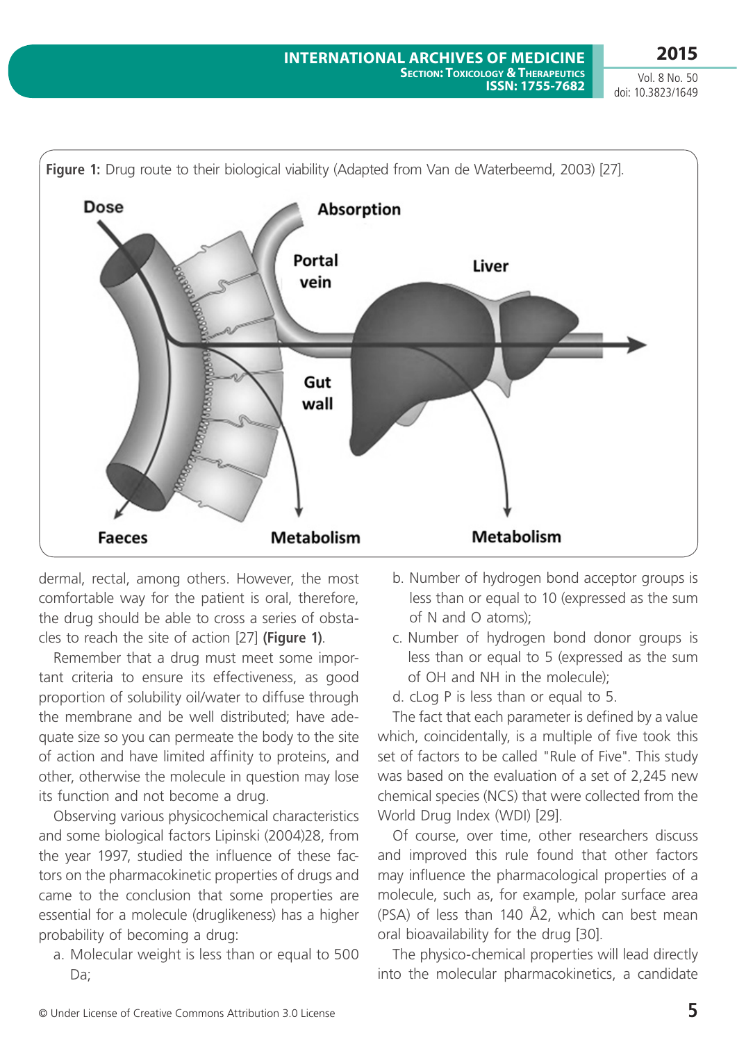**Figure 1:** Drug route to their biological viability (Adapted from Van de Waterbeemd, 2003) [27].

dermal, rectal, among others. However, the most comfortable way for the patient is oral, therefore, the drug should be able to cross a series of obstacles to reach the site of action [27] **(Figure 1)**.

Remember that a drug must meet some important criteria to ensure its effectiveness, as good proportion of solubility oil/water to diffuse through the membrane and be well distributed; have adequate size so you can permeate the body to the site of action and have limited affinity to proteins, and other, otherwise the molecule in question may lose its function and not become a drug.

Observing various physicochemical characteristics and some biological factors Lipinski (2004)28, from the year 1997, studied the influence of these factors on the pharmacokinetic properties of drugs and came to the conclusion that some properties are essential for a molecule (druglikeness) has a higher probability of becoming a drug:

a. Molecular weight is less than or equal to 500 Da;
b. Number of hydrogen bond acceptor groups is less than or equal to 10 (expressed as the sum of N and O atoms);
c. Number of hydrogen bond donor groups is less than or equal to 5 (expressed as the sum of OH and NH in the molecule);
d. cLog P is less than or equal to 5.

The fact that each parameter is defined by a value which, coincidentally, is a multiple of five took this set of factors to be called "Rule of Five". This study was based on the evaluation of a set of 2,245 new chemical species (NCS) that were collected from the World Drug Index (WDI) [29].

Of course, over time, other researchers discuss and improved this rule found that other factors may influence the pharmacological properties of a molecule, such as, for example, polar surface area (PSA) of less than 140 Å2, which can best mean oral bioavailability for the drug [30].

The physico-chemical properties will lead directly into the molecular pharmacokinetics, a candidate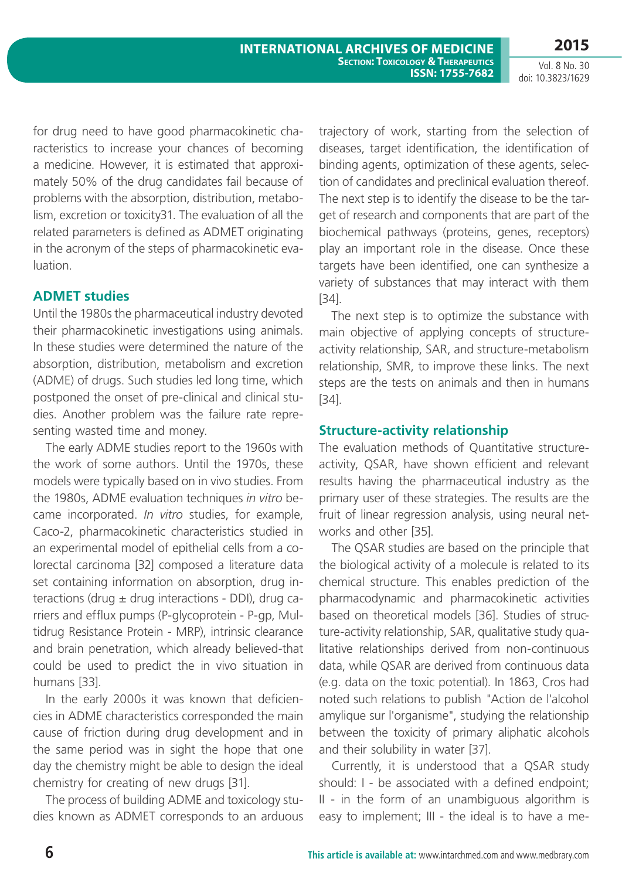for drug need to have good pharmacokinetic characteristics to increase your chances of becoming a medicine. However, it is estimated that approximately 50% of the drug candidates fail because of problems with the absorption, distribution, metabolism, excretion or toxicity31. The evaluation of all the related parameters is defined as ADMET originating in the acronym of the steps of pharmacokinetic evaluation.

## ADMET studies

Until the 1980s the pharmaceutical industry devoted their pharmacokinetic investigations using animals. In these studies were determined the nature of the absorption, distribution, metabolism and excretion (ADME) of drugs. Such studies led long time, which postponed the onset of pre-clinical and clinical studies. Another problem was the failure rate representing wasted time and money.

The early ADME studies report to the 1960s with the work of some authors. Until the 1970s, these models were typically based on in vivo studies. From the 1980s, ADME evaluation techniques *in vitro* became incorporated. *In vitro* studies, for example, Caco-2, pharmacokinetic characteristics studied in an experimental model of epithelial cells from a colorectal carcinoma [32] composed a literature data set containing information on absorption, drug interactions (drug ± drug interactions - DDI), drug carriers and efflux pumps (P-glycoprotein - P-gp, Multidrug Resistance Protein - MRP), intrinsic clearance and brain penetration, which already believed-that could be used to predict the in vivo situation in humans [33].

In the early 2000s it was known that deficiencies in ADME characteristics corresponded the main cause of friction during drug development and in the same period was in sight the hope that one day the chemistry might be able to design the ideal chemistry for creating of new drugs [31].

The process of building ADME and toxicology studies known as ADMET corresponds to an arduous trajectory of work, starting from the selection of diseases, target identification, the identification of binding agents, optimization of these agents, selection of candidates and preclinical evaluation thereof. The next step is to identify the disease to be the target of research and components that are part of the biochemical pathways (proteins, genes, receptors) play an important role in the disease. Once these targets have been identified, one can synthesize a variety of substances that may interact with them [34].

The next step is to optimize the substance with main objective of applying concepts of structure-activity relationship, SAR, and structure-metabolism relationship, SMR, to improve these links. The next steps are the tests on animals and then in humans [34].

## Structure-activity relationship

The evaluation methods of Quantitative structure-activity, QSAR, have shown efficient and relevant results having the pharmaceutical industry as the primary user of these strategies. The results are the fruit of linear regression analysis, using neural networks and other [35].

The QSAR studies are based on the principle that the biological activity of a molecule is related to its chemical structure. This enables prediction of the pharmacodynamic and pharmacokinetic activities based on theoretical models [36]. Studies of structure-activity relationship, SAR, qualitative study qualitative relationships derived from non-continuous data, while QSAR are derived from continuous data (e.g. data on the toxic potential). In 1863, Cros had noted such relations to publish "Action de l'alcohol amylique sur l'organisme", studying the relationship between the toxicity of primary aliphatic alcohols and their solubility in water [37].

Currently, it is understood that a QSAR study should: I - be associated with a defined endpoint; II - in the form of an unambiguous algorithm is easy to implement; III - the ideal is to have a me-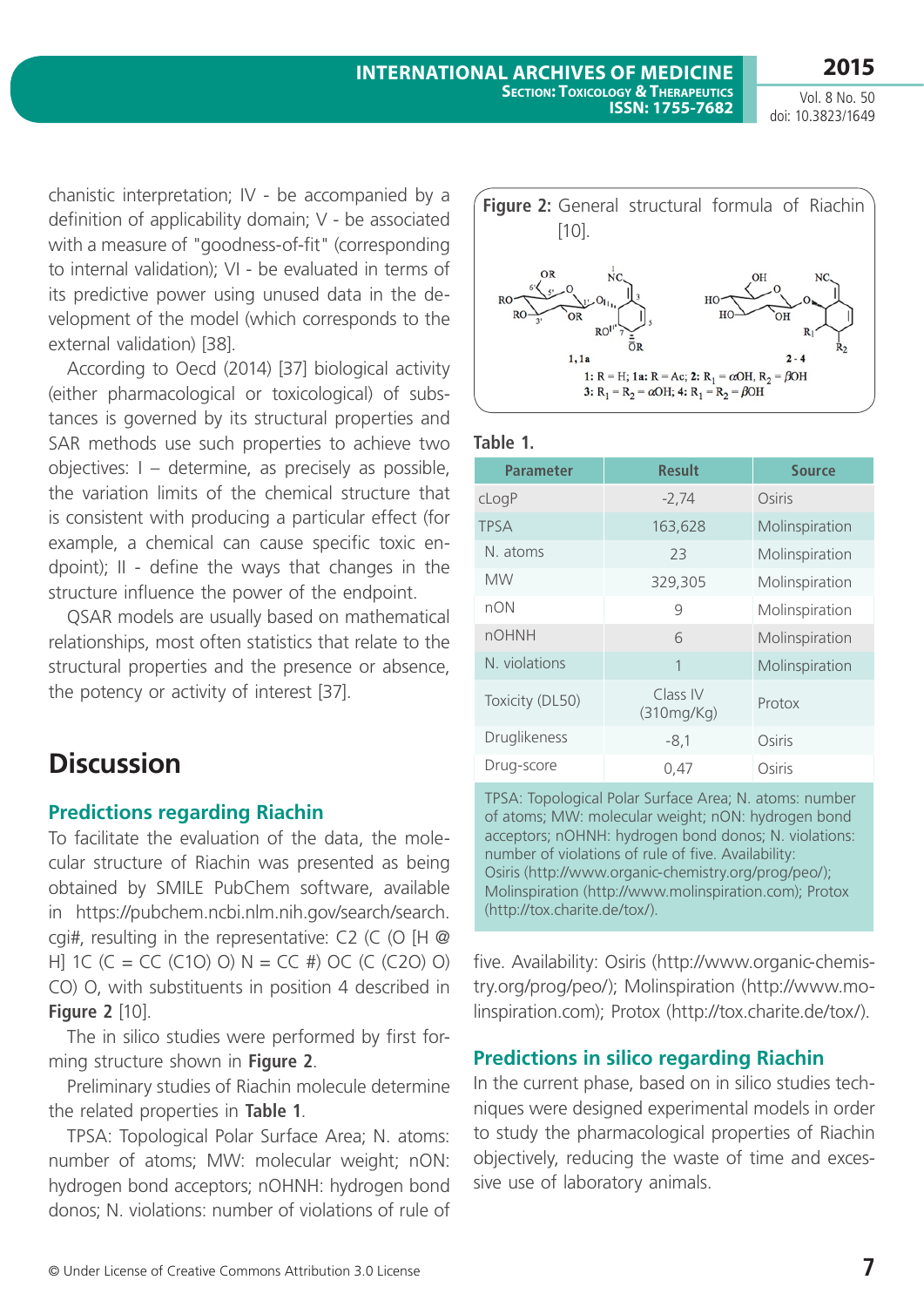chanistic interpretation; IV - be accompanied by a definition of applicability domain; V - be associated with a measure of "goodness-of-fit" (corresponding to internal validation); VI - be evaluated in terms of its predictive power using unused data in the development of the model (which corresponds to the external validation) [38].

According to Oecd (2014) [37] biological activity (either pharmacological or toxicological) of substances is governed by its structural properties and SAR methods use such properties to achieve two objectives: I – determine, as precisely as possible, the variation limits of the chemical structure that is consistent with producing a particular effect (for example, a chemical can cause specific toxic endpoint); II - define the ways that changes in the structure influence the power of the endpoint.

QSAR models are usually based on mathematical relationships, most often statistics that relate to the structural properties and the presence or absence, the potency or activity of interest [37].

# Discussion

## Predictions regarding Riachin

To facilitate the evaluation of the data, the molecular structure of Riachin was presented as being obtained by SMILE PubChem software, available in https://pubchem.ncbi.nlm.nih.gov/search/search.cgi#, resulting in the representative: C2 (C (O [H @ H] 1C (C = CC (C1O) O) N = CC #) OC (C (C2O) O) CO) O, with substituents in position 4 described in **Figure 2** [10].

The in silico studies were performed by first forming structure shown in **Figure 2**.

Preliminary studies of Riachin molecule determine the related properties in **Table 1**.

TPSA: Topological Polar Surface Area; N. atoms: number of atoms; MW: molecular weight; nON: hydrogen bond acceptors; nOHNH: hydrogen bond donos; N. violations: number of violations of rule of five. Availability: Osiris (http://www.organic-chemistry.org/prog/peo/); Molinspiration (http://www.molinspiration.com); Protox (http://tox.charite.de/tox/).

**Figure 2:** General structural formula of Riachin [10].

1: R = H; 1a: R = Ac; 2: $R_1 = \alpha OH$, $R_2 = \beta OH$
3: $R_1 = R_2 = \alpha OH$; 4: $R_1 = R_2 = \beta OH$

**Table 1.**

| Parameter | Result | Source |
|---|---|---|
| cLogP | -2,74 | Osiris |
| TPSA | 163,628 | Molinspiration |
| N. atoms | 23 | Molinspiration |
| MW | 329,305 | Molinspiration |
| nON | 9 | Molinspiration |
| nOHNH | 6 | Molinspiration |
| N. violations | 1 | Molinspiration |
| Toxicity (DL50) | Class IV (310mg/Kg) | Protox |
| Druglikeness | -8,1 | Osiris |
| Drug-score | 0,47 | Osiris |

TPSA: Topological Polar Surface Area; N. atoms: number of atoms; MW: molecular weight; nON: hydrogen bond acceptors; nOHNH: hydrogen bond donos; N. violations: number of violations of rule of five. Availability: Osiris (http://www.organic-chemistry.org/prog/peo/); Molinspiration (http://www.molinspiration.com); Protox (http://tox.charite.de/tox/).

## Predictions in silico regarding Riachin

In the current phase, based on in silico studies techniques were designed experimental models in order to study the pharmacological properties of Riachin objectively, reducing the waste of time and excessive use of laboratory animals.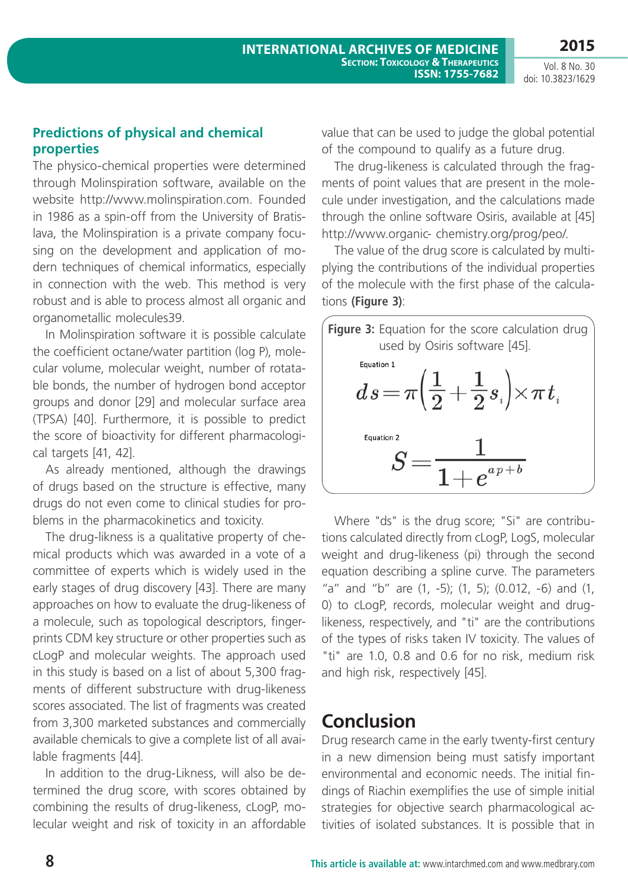## Predictions of physical and chemical properties

The physico-chemical properties were determined through Molinspiration software, available on the website http://www.molinspiration.com. Founded in 1986 as a spin-off from the University of Bratislava, the Molinspiration is a private company focusing on the development and application of modern techniques of chemical informatics, especially in connection with the web. This method is very robust and is able to process almost all organic and organometallic molecules39.

In Molinspiration software it is possible calculate the coefficient octane/water partition (log P), molecular volume, molecular weight, number of rotatable bonds, the number of hydrogen bond acceptor groups and donor [29] and molecular surface area (TPSA) [40]. Furthermore, it is possible to predict the score of bioactivity for different pharmacological targets [41, 42].

As already mentioned, although the drawings of drugs based on the structure is effective, many drugs do not even come to clinical studies for problems in the pharmacokinetics and toxicity.

The drug-likness is a qualitative property of chemical products which was awarded in a vote of a committee of experts which is widely used in the early stages of drug discovery [43]. There are many approaches on how to evaluate the drug-likeness of a molecule, such as topological descriptors, fingerprints CDM key structure or other properties such as cLogP and molecular weights. The approach used in this study is based on a list of about 5,300 fragments of different substructure with drug-likeness scores associated. The list of fragments was created from 3,300 marketed substances and commercially available chemicals to give a complete list of all available fragments [44].

In addition to the drug-Likness, will also be determined the drug score, with scores obtained by combining the results of drug-likeness, cLogP, molecular weight and risk of toxicity in an affordable value that can be used to judge the global potential of the compound to qualify as a future drug.

The drug-likeness is calculated through the fragments of point values that are present in the molecule under investigation, and the calculations made through the online software Osiris, available at [45] http://www.organic- chemistry.org/prog/peo/.

The value of the drug score is calculated by multiplying the contributions of the individual properties of the molecule with the first phase of the calculations **(Figure 3)**:

**Figure 3:** Equation for the score calculation drug used by Osiris software [45].

Equation 1

$$ds = \pi\left(\frac{1}{2} + \frac{1}{2}s_i\right) \times \pi t_i$$

Equation 2

$$S = \frac{1}{1 + e^{ap+b}}$$

Where "ds" is the drug score; "Si" are contributions calculated directly from cLogP, LogS, molecular weight and drug-likeness (pi) through the second equation describing a spline curve. The parameters "a" and "b" are (1, -5); (1, 5); (0.012, -6) and (1, 0) to cLogP, records, molecular weight and drug-likeness, respectively, and "ti" are the contributions of the types of risks taken IV toxicity. The values of "ti" are 1.0, 0.8 and 0.6 for no risk, medium risk and high risk, respectively [45].

# Conclusion

Drug research came in the early twenty-first century in a new dimension being must satisfy important environmental and economic needs. The initial findings of Riachin exemplifies the use of simple initial strategies for objective search pharmacological activities of isolated substances. It is possible that in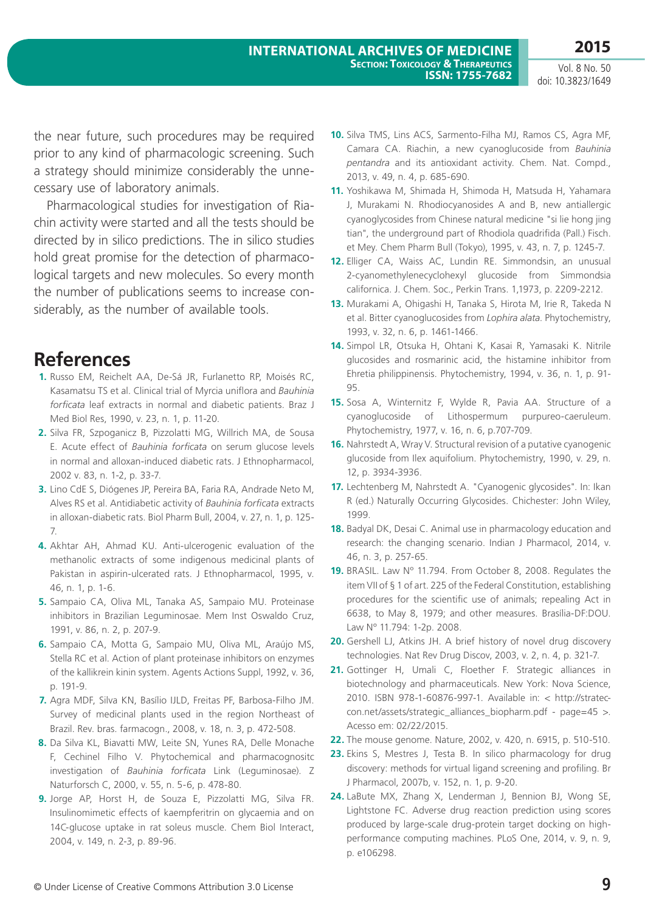the near future, such procedures may be required prior to any kind of pharmacologic screening. Such a strategy should minimize considerably the unnecessary use of laboratory animals.

Pharmacological studies for investigation of Riachin activity were started and all the tests should be directed by in silico predictions. The in silico studies hold great promise for the detection of pharmacological targets and new molecules. So every month the number of publications seems to increase considerably, as the number of available tools.

## References

1. Russo EM, Reichelt AA, De-Sá JR, Furlanetto RP, Moisés RC, Kasamatsu TS et al. Clinical trial of Myrcia uniflora and *Bauhinia forficata* leaf extracts in normal and diabetic patients. Braz J Med Biol Res, 1990, v. 23, n. 1, p. 11-20.
2. Silva FR, Szpoganicz B, Pizzolatti MG, Willrich MA, de Sousa E. Acute effect of *Bauhinia forficata* on serum glucose levels in normal and alloxan-induced diabetic rats. J Ethnopharmacol, 2002 v. 83, n. 1-2, p. 33-7.
3. Lino CdE S, Diógenes JP, Pereira BA, Faria RA, Andrade Neto M, Alves RS et al. Antidiabetic activity of *Bauhinia forficata* extracts in alloxan-diabetic rats. Biol Pharm Bull, 2004, v. 27, n. 1, p. 125-7.
4. Akhtar AH, Ahmad KU. Anti-ulcerogenic evaluation of the methanolic extracts of some indigenous medicinal plants of Pakistan in aspirin-ulcerated rats. J Ethnopharmacol, 1995, v. 46, n. 1, p. 1-6.
5. Sampaio CA, Oliva ML, Tanaka AS, Sampaio MU. Proteinase inhibitors in Brazilian Leguminosae. Mem Inst Oswaldo Cruz, 1991, v. 86, n. 2, p. 207-9.
6. Sampaio CA, Motta G, Sampaio MU, Oliva ML, Araújo MS, Stella RC et al. Action of plant proteinase inhibitors on enzymes of the kallikrein kinin system. Agents Actions Suppl, 1992, v. 36, p. 191-9.
7. Agra MDF, Silva KN, Basílio IJLD, Freitas PF, Barbosa-Filho JM. Survey of medicinal plants used in the region Northeast of Brazil. Rev. bras. farmacogn., 2008, v. 18, n. 3, p. 472-508.
8. Da Silva KL, Biavatti MW, Leite SN, Yunes RA, Delle Monache F, Cechinel Filho V. Phytochemical and pharmacognositc investigation of *Bauhinia forficata* Link (Leguminosae). Z Naturforsch C, 2000, v. 55, n. 5-6, p. 478-80.
9. Jorge AP, Horst H, de Souza E, Pizzolatti MG, Silva FR. Insulinomimetic effects of kaempferitrin on glycaemia and on 14C-glucose uptake in rat soleus muscle. Chem Biol Interact, 2004, v. 149, n. 2-3, p. 89-96.
10. Silva TMS, Lins ACS, Sarmento-Filha MJ, Ramos CS, Agra MF, Camara CA. Riachin, a new cyanoglucoside from *Bauhinia pentandra* and its antioxidant activity. Chem. Nat. Compd., 2013, v. 49, n. 4, p. 685-690.
11. Yoshikawa M, Shimada H, Shimoda H, Matsuda H, Yahamara J, Murakami N. Rhodiocyanosides A and B, new antiallergic cyanoglycosides from Chinese natural medicine "si lie hong jing tian", the underground part of Rhodiola quadrifida (Pall.) Fisch. et Mey. Chem Pharm Bull (Tokyo), 1995, v. 43, n. 7, p. 1245-7.
12. Elliger CA, Waiss AC, Lundin RE. Simmondsin, an unusual 2-cyanomethylenecyclohexyl glucoside from Simmondsia californica. J. Chem. Soc., Perkin Trans. 1,1973, p. 2209-2212.
13. Murakami A, Ohigashi H, Tanaka S, Hirota M, Irie R, Takeda N et al. Bitter cyanoglucosides from *Lophira alata*. Phytochemistry, 1993, v. 32, n. 6, p. 1461-1466.
14. Simpol LR, Otsuka H, Ohtani K, Kasai R, Yamasaki K. Nitrile glucosides and rosmarinic acid, the histamine inhibitor from Ehretia philippinensis. Phytochemistry, 1994, v. 36, n. 1, p. 91-95.
15. Sosa A, Winternitz F, Wylde R, Pavia AA. Structure of a cyanoglucoside of Lithospermum purpureo-caeruleum. Phytochemistry, 1977, v. 16, n. 6, p.707-709.
16. Nahrstedt A, Wray V. Structural revision of a putative cyanogenic glucoside from Ilex aquifolium. Phytochemistry, 1990, v. 29, n. 12, p. 3934-3936.
17. Lechtenberg M, Nahrstedt A. "Cyanogenic glycosides". In: Ikan R (ed.) Naturally Occurring Glycosides. Chichester: John Wiley, 1999.
18. Badyal DK, Desai C. Animal use in pharmacology education and research: the changing scenario. Indian J Pharmacol, 2014, v. 46, n. 3, p. 257-65.
19. BRASIL. Law Nº 11.794. From October 8, 2008. Regulates the item VII of § 1 of art. 225 of the Federal Constitution, establishing procedures for the scientific use of animals; repealing Act in 6638, to May 8, 1979; and other measures. Brasília-DF:DOU. Law Nº 11.794: 1-2p. 2008.
20. Gershell LJ, Atkins JH. A brief history of novel drug discovery technologies. Nat Rev Drug Discov, 2003, v. 2, n. 4, p. 321-7.
21. Gottinger H, Umali C, Floether F. Strategic alliances in biotechnology and pharmaceuticals. New York: Nova Science, 2010. ISBN 978-1-60876-997-1. Available in: < http://stratec-con.net/assets/strategic_alliances_biopharm.pdf - page=45 >. Acesso em: 02/22/2015.
22. The mouse genome. Nature, 2002, v. 420, n. 6915, p. 510-510.
23. Ekins S, Mestres J, Testa B. In silico pharmacology for drug discovery: methods for virtual ligand screening and profiling. Br J Pharmacol, 2007b, v. 152, n. 1, p. 9-20.
24. LaBute MX, Zhang X, Lenderman J, Bennion BJ, Wong SE, Lightstone FC. Adverse drug reaction prediction using scores produced by large-scale drug-protein target docking on high-performance computing machines. PLoS One, 2014, v. 9, n. 9, p. e106298.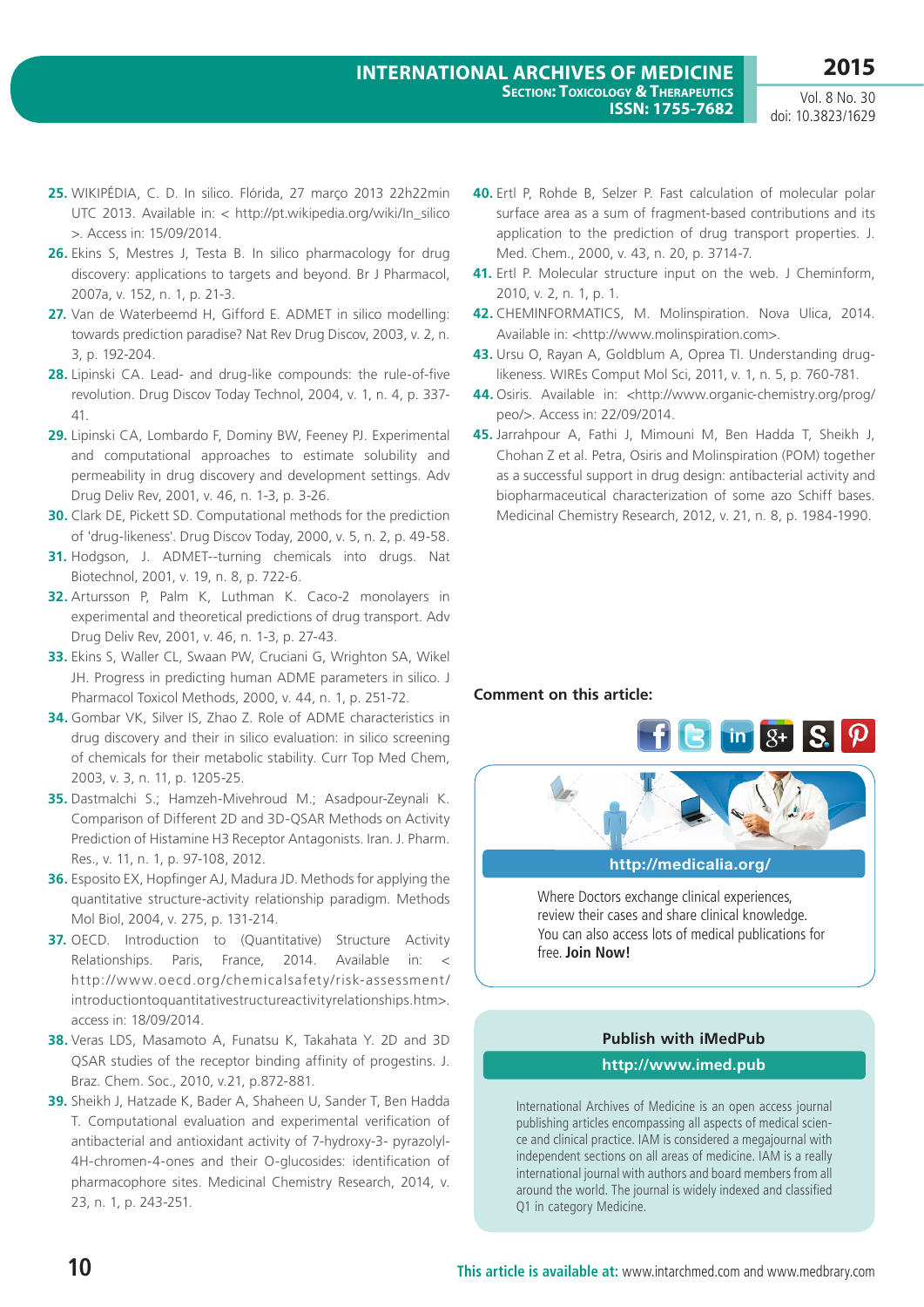25. WIKIPÉDIA, C. D. In silico. Flórida, 27 março 2013 22h22min UTC 2013. Available in: < http://pt.wikipedia.org/wiki/In_silico >. Access in: 15/09/2014.
26. Ekins S, Mestres J, Testa B. In silico pharmacology for drug discovery: applications to targets and beyond. Br J Pharmacol, 2007a, v. 152, n. 1, p. 21-3.
27. Van de Waterbeemd H, Gifford E. ADMET in silico modelling: towards prediction paradise? Nat Rev Drug Discov, 2003, v. 2, n. 3, p. 192-204.
28. Lipinski CA. Lead- and drug-like compounds: the rule-of-five revolution. Drug Discov Today Technol, 2004, v. 1, n. 4, p. 337-41.
29. Lipinski CA, Lombardo F, Dominy BW, Feeney PJ. Experimental and computational approaches to estimate solubility and permeability in drug discovery and development settings. Adv Drug Deliv Rev, 2001, v. 46, n. 1-3, p. 3-26.
30. Clark DE, Pickett SD. Computational methods for the prediction of 'drug-likeness'. Drug Discov Today, 2000, v. 5, n. 2, p. 49-58.
31. Hodgson, J. ADMET--turning chemicals into drugs. Nat Biotechnol, 2001, v. 19, n. 8, p. 722-6.
32. Artursson P, Palm K, Luthman K. Caco-2 monolayers in experimental and theoretical predictions of drug transport. Adv Drug Deliv Rev, 2001, v. 46, n. 1-3, p. 27-43.
33. Ekins S, Waller CL, Swaan PW, Cruciani G, Wrighton SA, Wikel JH. Progress in predicting human ADME parameters in silico. J Pharmacol Toxicol Methods, 2000, v. 44, n. 1, p. 251-72.
34. Gombar VK, Silver IS, Zhao Z. Role of ADME characteristics in drug discovery and their in silico evaluation: in silico screening of chemicals for their metabolic stability. Curr Top Med Chem, 2003, v. 3, n. 11, p. 1205-25.
35. Dastmalchi S.; Hamzeh-Mivehroud M.; Asadpour-Zeynali K. Comparison of Different 2D and 3D-QSAR Methods on Activity Prediction of Histamine H3 Receptor Antagonists. Iran. J. Pharm. Res., v. 11, n. 1, p. 97-108, 2012.
36. Esposito EX, Hopfinger AJ, Madura JD. Methods for applying the quantitative structure-activity relationship paradigm. Methods Mol Biol, 2004, v. 275, p. 131-214.
37. OECD. Introduction to (Quantitative) Structure Activity Relationships. Paris, France, 2014. Available in: < http://www.oecd.org/chemicalsafety/risk-assessment/introductiontoquantitativestructureactivityrelationships.htm>. access in: 18/09/2014.
38. Veras LDS, Masamoto A, Funatsu K, Takahata Y. 2D and 3D QSAR studies of the receptor binding affinity of progestins. J. Braz. Chem. Soc., 2010, v.21, p.872-881.
39. Sheikh J, Hatzade K, Bader A, Shaheen U, Sander T, Ben Hadda T. Computational evaluation and experimental verification of antibacterial and antioxidant activity of 7-hydroxy-3- pyrazolyl-4H-chromen-4-ones and their O-glucosides: identification of pharmacophore sites. Medicinal Chemistry Research, 2014, v. 23, n. 1, p. 243-251.
40. Ertl P, Rohde B, Selzer P. Fast calculation of molecular polar surface area as a sum of fragment-based contributions and its application to the prediction of drug transport properties. J. Med. Chem., 2000, v. 43, n. 20, p. 3714-7.
41. Ertl P. Molecular structure input on the web. J Cheminform, 2010, v. 2, n. 1, p. 1.
42. CHEMINFORMATICS, M. Molinspiration. Nova Ulica, 2014. Available in: <http://www.molinspiration.com>.
43. Ursu O, Rayan A, Goldblum A, Oprea TI. Understanding drug-likeness. WIREs Comput Mol Sci, 2011, v. 1, n. 5, p. 760-781.
44. Osiris. Available in: <http://www.organic-chemistry.org/prog/peo/>. Access in: 22/09/2014.
45. Jarrahpour A, Fathi J, Mimouni M, Ben Hadda T, Sheikh J, Chohan Z et al. Petra, Osiris and Molinspiration (POM) together as a successful support in drug design: antibacterial activity and biopharmaceutical characterization of some azo Schiff bases. Medicinal Chemistry Research, 2012, v. 21, n. 8, p. 1984-1990.

**Comment on this article:**

http://medicalia.org/

Where Doctors exchange clinical experiences, review their cases and share clinical knowledge. You can also access lots of medical publications for free. **Join Now!**

**Publish with iMedPub**

**http://www.imed.pub**

International Archives of Medicine is an open access journal publishing articles encompassing all aspects of medical science and clinical practice. IAM is considered a megajournal with independent sections on all areas of medicine. IAM is a really international journal with authors and board members from all around the world. The journal is widely indexed and classified Q1 in category Medicine.